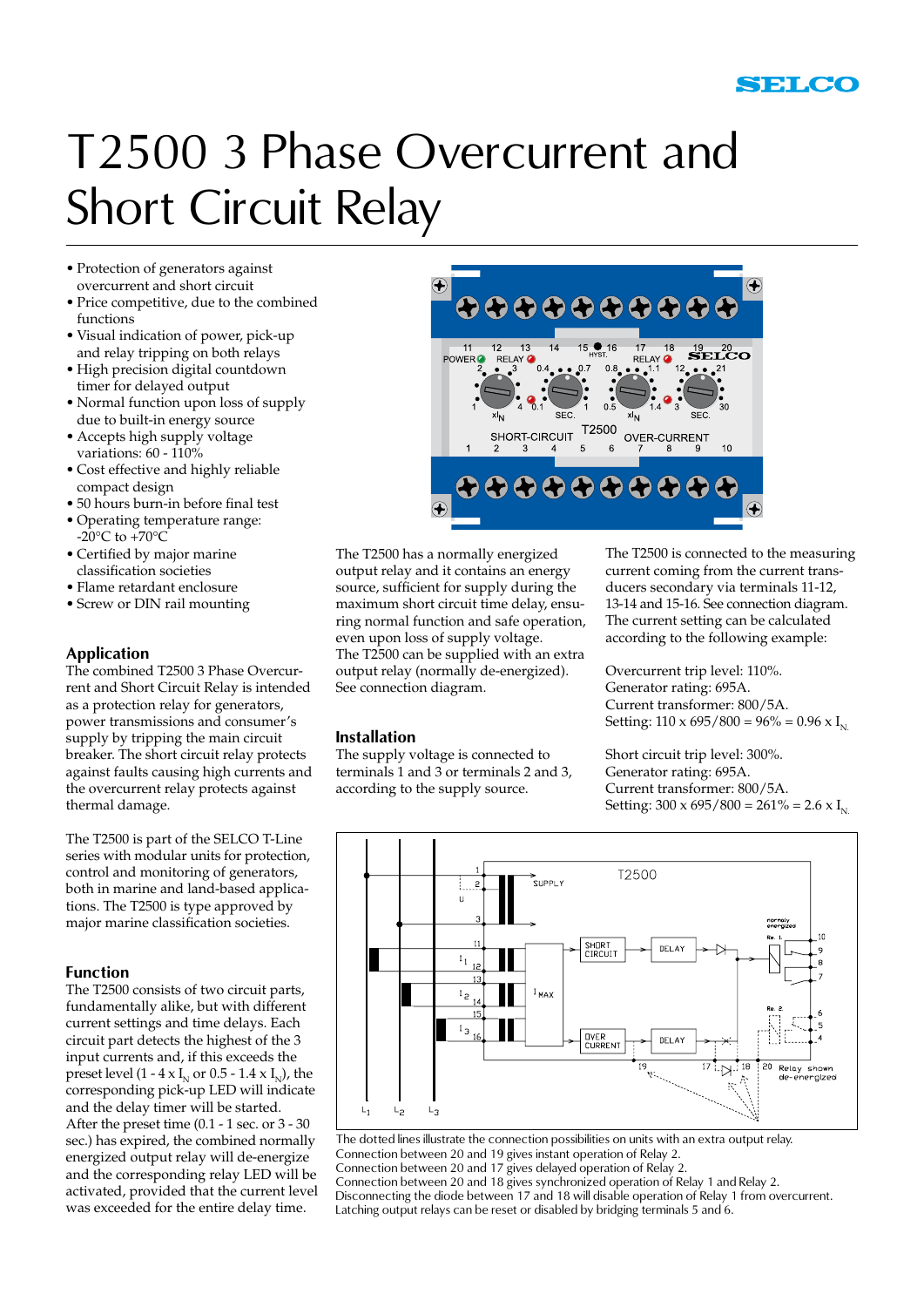SELCO

# T2500 3 Phase Overcurrent and Short Circuit Relay

- Protection of generators against overcurrent and short circuit
- Price competitive, due to the combined functions
- Visual indication of power, pick-up and relay tripping on both relays
- High precision digital countdown timer for delayed output
- Normal function upon loss of supply due to built-in energy source
- Accepts high supply voltage variations: 60 - 110%
- Cost effective and highly reliable compact design
- 50 hours burn-in before final test
- Operating temperature range: -20°C to +70°C
- Certified by major marine classification societies
- Flame retardant enclosure
- Screw or DIN rail mounting

## Application

The combined T2500 3 Phase Overcurrent and Short Circuit Relay is intended as a protection relay for generators, power transmissions and consumer's supply by tripping the main circuit breaker. The short circuit relay protects against faults causing high currents and the overcurrent relay protects against thermal damage.

The T2500 is part of the SELCO T-Line series with modular units for protection, control and monitoring of generators, both in marine and land-based applications. The T2500 is type approved by major marine classification societies.

## Function

The T2500 consists of two circuit parts, fundamentally alike, but with different current settings and time delays. Each circuit part detects the highest of the 3 input currents and, if this exceeds the preset level (1 - 4 x $I_N$ or 0.5 - 1.4 x $I_N$), the corresponding pick-up LED will indicate and the delay timer will be started. After the preset time (0.1 - 1 sec. or 3 - 30 sec.) has expired, the combined normally energized output relay will de-energize and the corresponding relay LED will be activated, provided that the current level was exceeded for the entire delay time.

The T2500 has a normally energized output relay and it contains an energy source, sufficient for supply during the maximum short circuit time delay, ensuring normal function and safe operation, even upon loss of supply voltage.
The T2500 can be supplied with an extra output relay (normally de-energized). See connection diagram.

## Installation

The supply voltage is connected to terminals 1 and 3 or terminals 2 and 3, according to the supply source.

The T2500 is connected to the measuring current coming from the current transducers secondary via terminals 11-12, 13-14 and 15-16. See connection diagram. The current setting can be calculated according to the following example:

Overcurrent trip level: 110%.
Generator rating: 695A.
Current transformer: 800/5A.
Setting: 110 x 695/800 = 96% = 0.96 x $I_N$.

Short circuit trip level: 300%.
Generator rating: 695A.
Current transformer: 800/5A.
Setting: 300 x 695/800 = 261% = 2.6 x $I_N$.

The dotted lines illustrate the connection possibilities on units with an extra output relay.
Connection between 20 and 19 gives instant operation of Relay 2.
Connection between 20 and 17 gives delayed operation of Relay 2.
Connection between 20 and 18 gives synchronized operation of Relay 1 and Relay 2.
Disconnecting the diode between 17 and 18 will disable operation of Relay 1 from overcurrent.
Latching output relays can be reset or disabled by bridging terminals 5 and 6.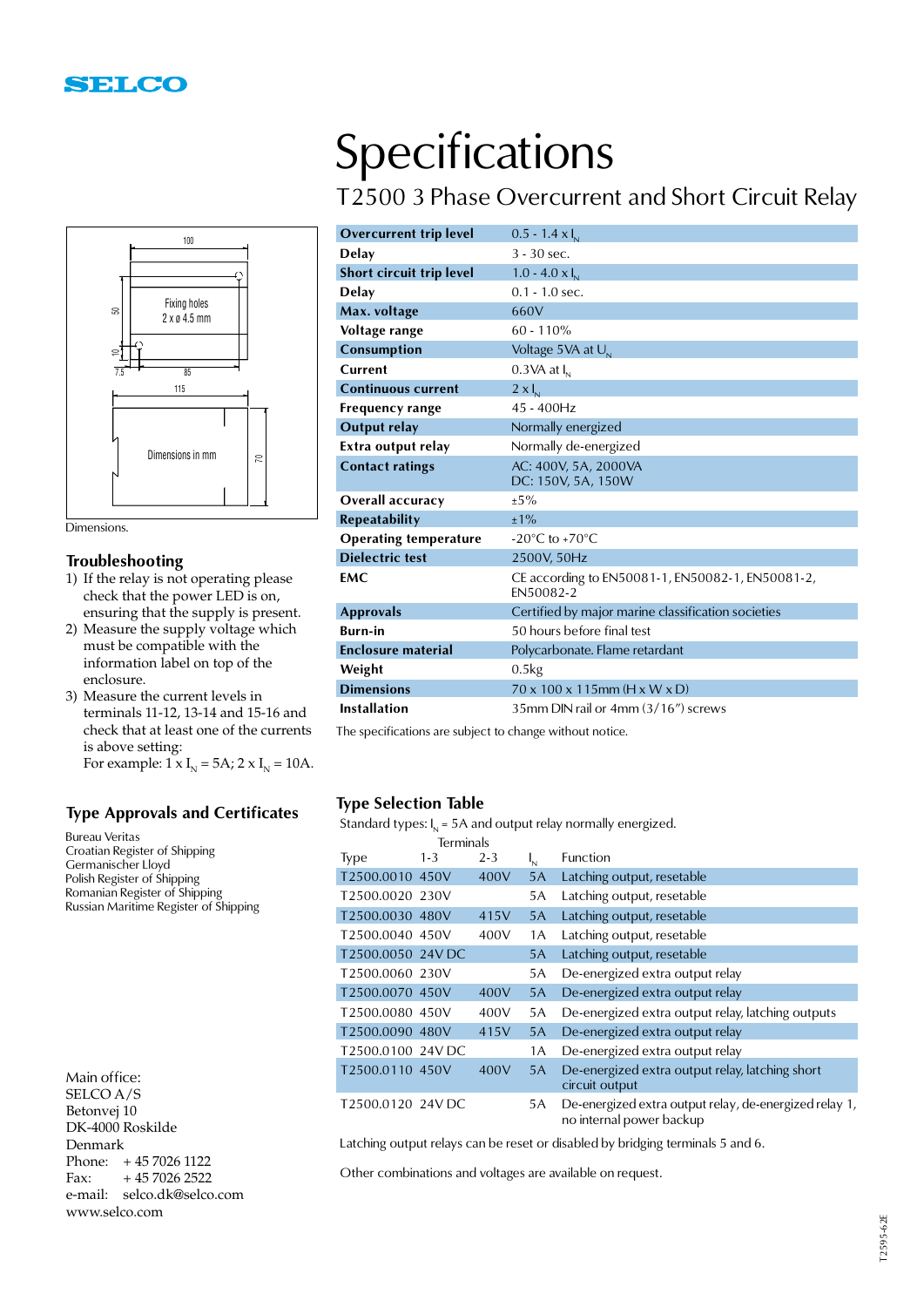SELCO

# Specifications

## T2500 3 Phase Overcurrent and Short Circuit Relay

100
50
Fixing holes
2 x ø 4.5 mm
10
7.5
85
115
Dimensions in mm
70

Dimensions.

| | |
|---|---|
| **Overcurrent trip level** | 0.5 - 1.4 x $I_N$ |
| **Delay** | 3 - 30 sec. |
| **Short circuit trip level** | 1.0 - 4.0 x $I_N$ |
| **Delay** | 0.1 - 1.0 sec. |
| **Max. voltage** | 660V |
| **Voltage range** | 60 - 110% |
| **Consumption** | Voltage 5VA at $U_N$ |
| **Current** | 0.3VA at $I_N$ |
| **Continuous current** | 2 x $I_N$ |
| **Frequency range** | 45 - 400Hz |
| **Output relay** | Normally energized |
| **Extra output relay** | Normally de-energized |
| **Contact ratings** | AC: 400V, 5A, 2000VA<br>DC: 150V, 5A, 150W |
| **Overall accuracy** | ±5% |
| **Repeatability** | ±1% |
| **Operating temperature** | -20°C to +70°C |
| **Dielectric test** | 2500V, 50Hz |
| **EMC** | CE according to EN50081-1, EN50082-1, EN50081-2, EN50082-2 |
| **Approvals** | Certified by major marine classification societies |
| **Burn-in** | 50 hours before final test |
| **Enclosure material** | Polycarbonate. Flame retardant |
| **Weight** | 0.5kg |
| **Dimensions** | 70 x 100 x 115mm (H x W x D) |
| **Installation** | 35mm DIN rail or 4mm (3/16") screws |

The specifications are subject to change without notice.

## Troubleshooting

1) If the relay is not operating please check that the power LED is on, ensuring that the supply is present.
2) Measure the supply voltage which must be compatible with the information label on top of the enclosure.
3) Measure the current levels in terminals 11-12, 13-14 and 15-16 and check that at least one of the currents is above setting:
   For example: 1 x $I_N$ = 5A; 2 x $I_N$ = 10A.

## Type Selection Table

Standard types: $I_N$ = 5A and output relay normally energized.

| | Terminals | | | |
|---|---|---|---|---|
| Type | 1-3 | 2-3 | $I_N$ | Function |
| T2500.0010 | 450V | 400V | 5A | Latching output, resetable |
| T2500.0020 | 230V | | 5A | Latching output, resetable |
| T2500.0030 | 480V | 415V | 5A | Latching output, resetable |
| T2500.0040 | 450V | 400V | 1A | Latching output, resetable |
| T2500.0050 | 24V DC | | 5A | Latching output, resetable |
| T2500.0060 | 230V | | 5A | De-energized extra output relay |
| T2500.0070 | 450V | 400V | 5A | De-energized extra output relay |
| T2500.0080 | 450V | 400V | 5A | De-energized extra output relay, latching outputs |
| T2500.0090 | 480V | 415V | 5A | De-energized extra output relay |
| T2500.0100 | 24V DC | | 1A | De-energized extra output relay |
| T2500.0110 | 450V | 400V | 5A | De-energized extra output relay, latching short circuit output |
| T2500.0120 | 24V DC | | 5A | De-energized extra output relay, de-energized relay 1, no internal power backup |

Latching output relays can be reset or disabled by bridging terminals 5 and 6.

Other combinations and voltages are available on request.

## Type Approvals and Certificates

Bureau Veritas
Croatian Register of Shipping
Germanischer Lloyd
Polish Register of Shipping
Romanian Register of Shipping
Russian Maritime Register of Shipping

Main office:
SELCO A/S
Betonvej 10
DK-4000 Roskilde
Denmark
Phone: + 45 7026 1122
Fax: + 45 7026 2522
e-mail: selco.dk@selco.com
www.selco.com

T2595-62E